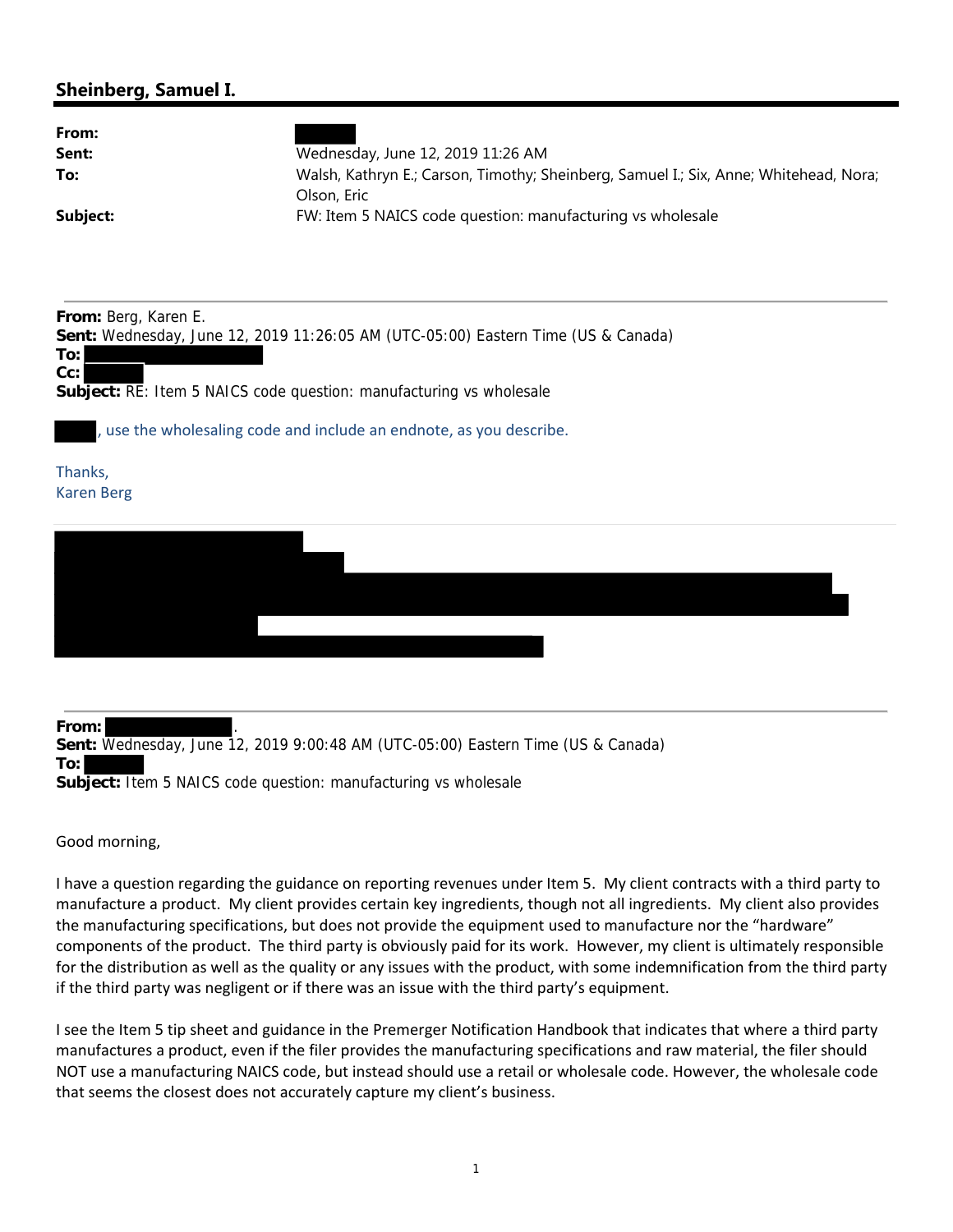## Sheinberg, Samuel I.

| | |
|---|---|
| **From:** | |
| **Sent:** | Wednesday, June 12, 2019 11:26 AM |
| **To:** | Walsh, Kathryn E.; Carson, Timothy; Sheinberg, Samuel I.; Six, Anne; Whitehead, Nora; Olson, Eric |
| **Subject:** | FW: Item 5 NAICS code question: manufacturing vs wholesale |

---

**From:** Berg, Karen E.
**Sent:** Wednesday, June 12, 2019 11:26:05 AM (UTC-05:00) Eastern Time (US & Canada)
**To:**
**Cc:**
**Subject:** RE: Item 5 NAICS code question: manufacturing vs wholesale

, use the wholesaling code and include an endnote, as you describe.

Thanks,
Karen Berg

---

**From:** .
**Sent:** Wednesday, June 12, 2019 9:00:48 AM (UTC-05:00) Eastern Time (US & Canada)
**To:**
**Subject:** Item 5 NAICS code question: manufacturing vs wholesale

Good morning,

I have a question regarding the guidance on reporting revenues under Item 5. My client contracts with a third party to manufacture a product. My client provides certain key ingredients, though not all ingredients. My client also provides the manufacturing specifications, but does not provide the equipment used to manufacture nor the "hardware" components of the product. The third party is obviously paid for its work. However, my client is ultimately responsible for the distribution as well as the quality or any issues with the product, with some indemnification from the third party if the third party was negligent or if there was an issue with the third party's equipment.

I see the Item 5 tip sheet and guidance in the Premerger Notification Handbook that indicates that where a third party manufactures a product, even if the filer provides the manufacturing specifications and raw material, the filer should NOT use a manufacturing NAICS code, but instead should use a retail or wholesale code. However, the wholesale code that seems the closest does not accurately capture my client's business.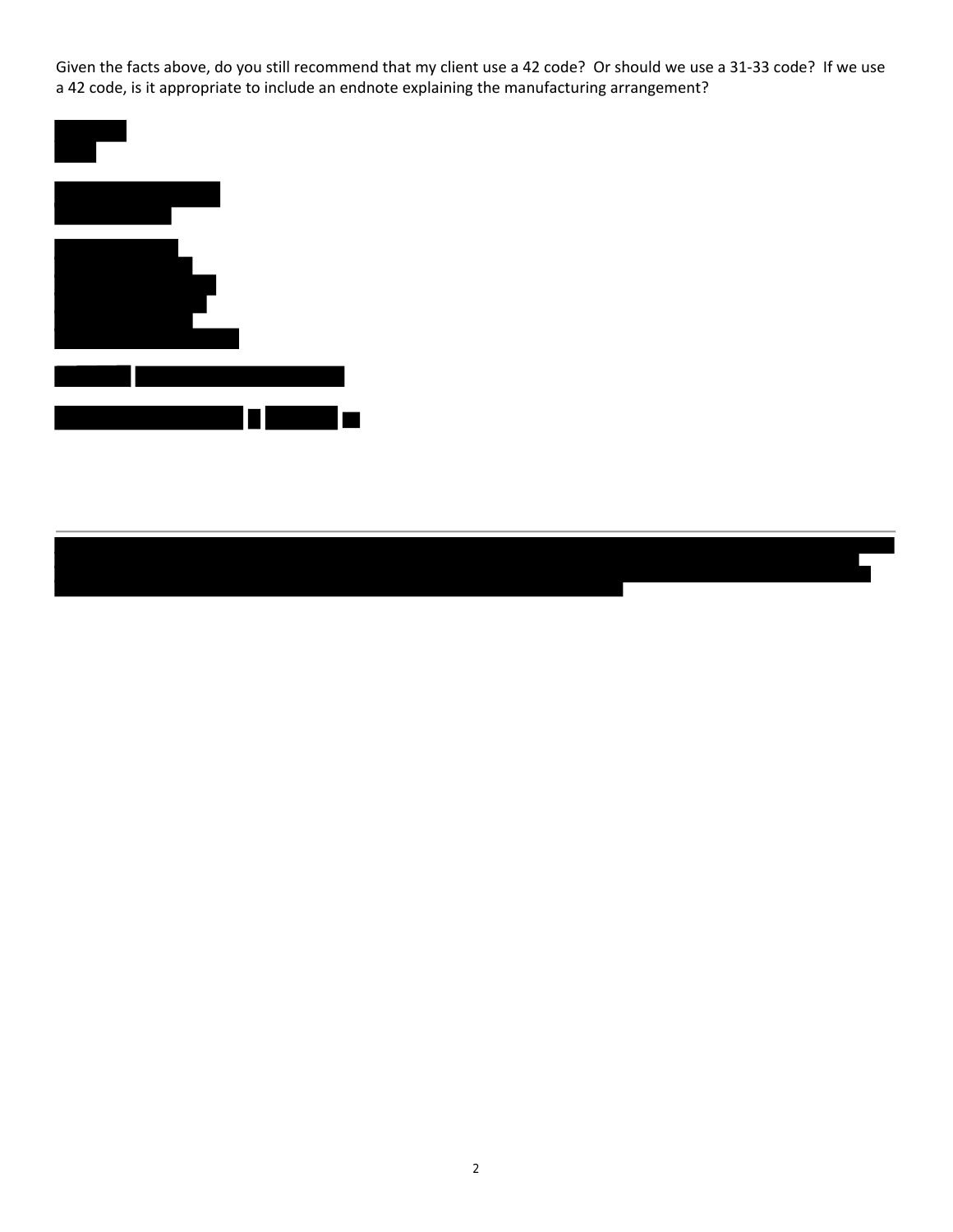Given the facts above, do you still recommend that my client use a 42 code? Or should we use a 31-33 code? If we use a 42 code, is it appropriate to include an endnote explaining the manufacturing arrangement?